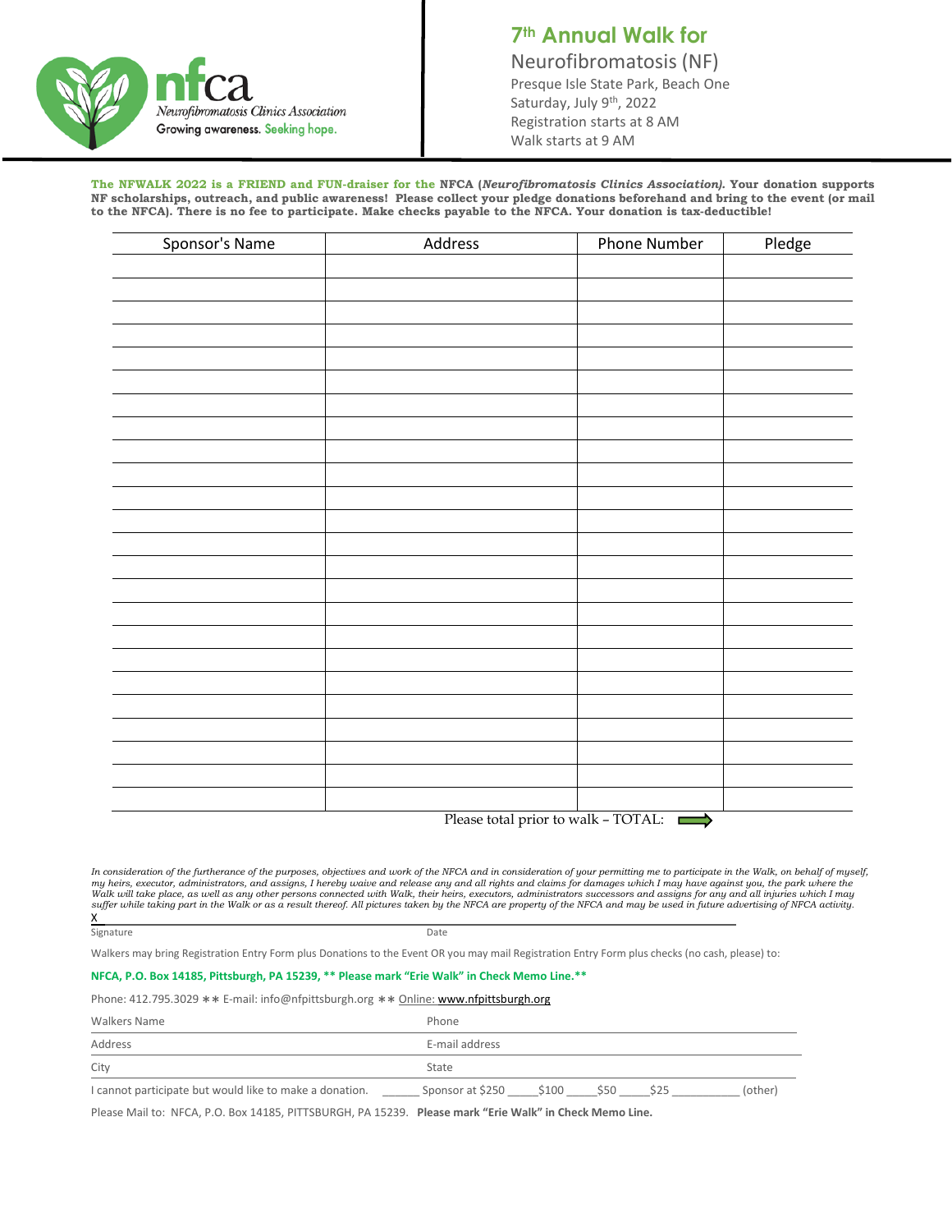nfca
Neurofibromatosis Clinics Association
Growing awareness. Seeking hope.

# 7th Annual Walk for

Neurofibromatosis (NF)
Presque Isle State Park, Beach One
Saturday, July 9th, 2022
Registration starts at 8 AM
Walk starts at 9 AM

**The NFWALK 2022 is a FRIEND and FUN-draiser for the NFCA (*Neurofibromatosis Clinics Association).* Your donation supports NF scholarships, outreach, and public awareness! Please collect your pledge donations beforehand and bring to the event (or mail to the NFCA). There is no fee to participate. Make checks payable to the NFCA. Your donation is tax-deductible!**

| Sponsor's Name | Address | Phone Number | Pledge |
|---|---|---|---|
| | | | |
| | | | |
| | | | |
| | | | |
| | | | |
| | | | |
| | | | |
| | | | |
| | | | |
| | | | |
| | | | |
| | | | |
| | | | |
| | | | |
| | | | |
| | | | |
| | | | |
| | | | |
| | | | |
| | | | |
| | | | |
| | | | |
| | | | |
| | | | |
| | | | |

Please total prior to walk – TOTAL: ⟹

*In consideration of the furtherance of the purposes, objectives and work of the NFCA and in consideration of your permitting me to participate in the Walk, on behalf of myself, my heirs, executor, administrators, and assigns, I hereby waive and release any and all rights and claims for damages which I may have against you, the park where the Walk will take place, as well as any other persons connected with Walk, their heirs, executors, administrators successors and assigns for any and all injuries which I may suffer while taking part in the Walk or as a result thereof. All pictures taken by the NFCA are property of the NFCA and may be used in future advertising of NFCA activity.*

X

Signature Date

Walkers may bring Registration Entry Form plus Donations to the Event OR you may mail Registration Entry Form plus checks (no cash, please) to:

**NFCA, P.O. Box 14185, Pittsburgh, PA 15239, ** Please mark "Erie Walk" in Check Memo Line.****

Phone: 412.795.3029 ∗∗ E-mail: info@nfpittsburgh.org ∗∗ Online: www.nfpittsburgh.org

Walkers Name Phone

Address E-mail address

City State

I cannot participate but would like to make a donation. ______ Sponsor at $250 _____$100 _____$50 _____$25 ___________ (other)

Please Mail to: NFCA, P.O. Box 14185, PITTSBURGH, PA 15239. **Please mark "Erie Walk" in Check Memo Line.**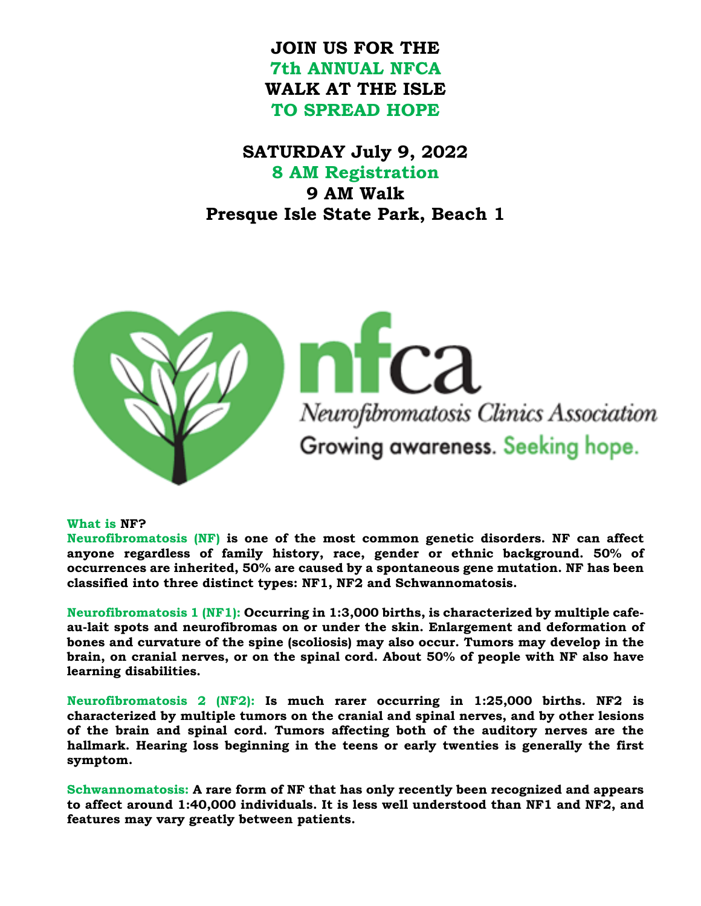# JOIN US FOR THE
# 7th ANNUAL NFCA
# WALK AT THE ISLE
# TO SPREAD HOPE

## SATURDAY July 9, 2022
## 8 AM Registration
## 9 AM Walk
## Presque Isle State Park, Beach 1

nfca

*Neurofibromatosis Clinics Association*

Growing awareness. Seeking hope.

**What is NF?**

**Neurofibromatosis (NF) is one of the most common genetic disorders. NF can affect anyone regardless of family history, race, gender or ethnic background. 50% of occurrences are inherited, 50% are caused by a spontaneous gene mutation. NF has been classified into three distinct types: NF1, NF2 and Schwannomatosis.**

**Neurofibromatosis 1 (NF1): Occurring in 1:3,000 births, is characterized by multiple cafe-au-lait spots and neurofibromas on or under the skin. Enlargement and deformation of bones and curvature of the spine (scoliosis) may also occur. Tumors may develop in the brain, on cranial nerves, or on the spinal cord. About 50% of people with NF also have learning disabilities.**

**Neurofibromatosis 2 (NF2): Is much rarer occurring in 1:25,000 births. NF2 is characterized by multiple tumors on the cranial and spinal nerves, and by other lesions of the brain and spinal cord. Tumors affecting both of the auditory nerves are the hallmark. Hearing loss beginning in the teens or early twenties is generally the first symptom.**

**Schwannomatosis: A rare form of NF that has only recently been recognized and appears to affect around 1:40,000 individuals. It is less well understood than NF1 and NF2, and features may vary greatly between patients.**